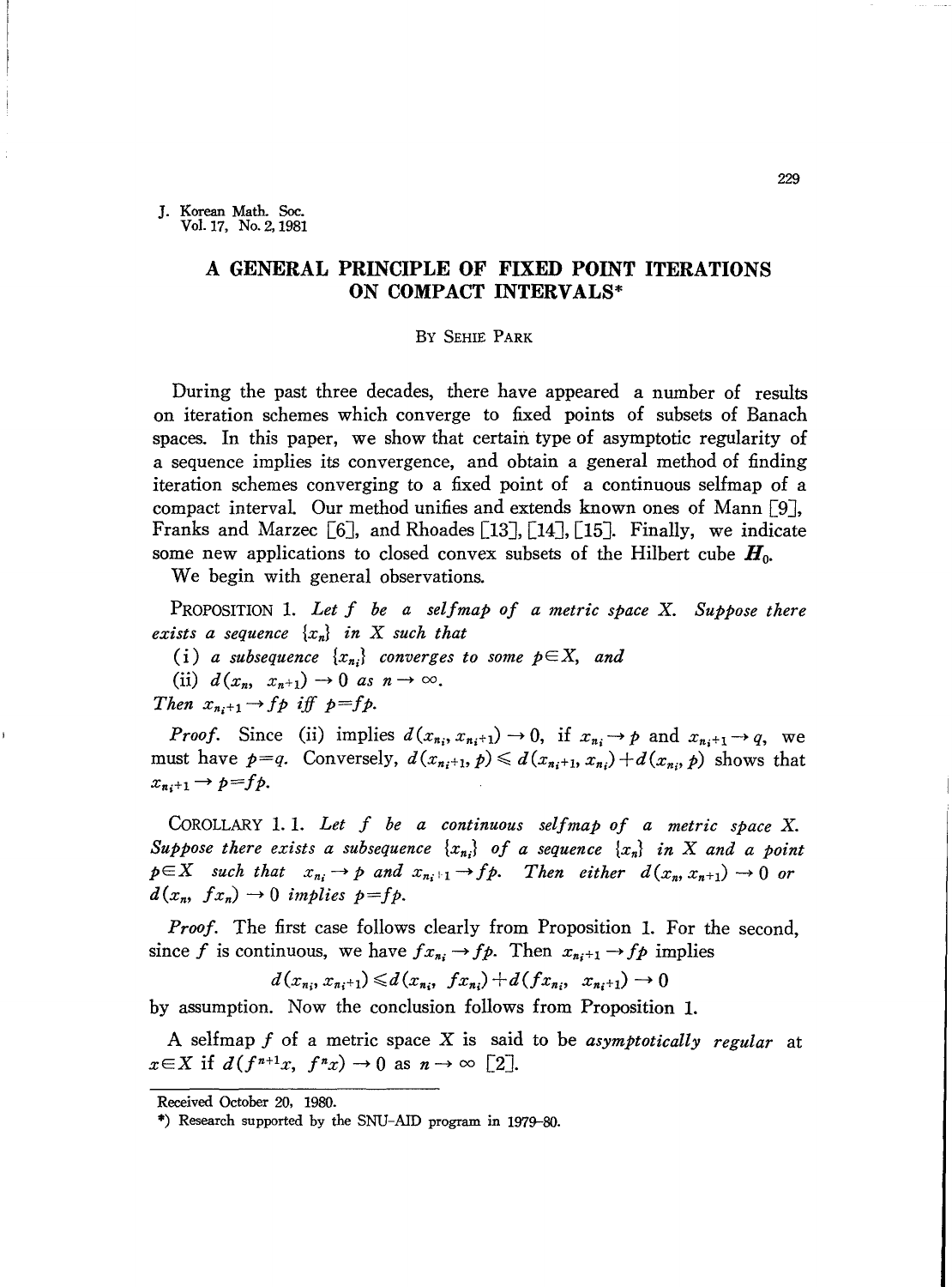# A GENERAL PRINCIPLE OF FIXED POINT ITERATIONS ON COMPACT INTERVALS*

BY SEHIE PARK

During the past three decades, there have appeared a number of results on iteration schemes which converge to fixed points of subsets of Banach spaces. In this paper, we show that certain type of asymptotic regularity of a sequence implies its convergence, and obtain a general method of finding iteration schemes converging to a fixed point of a continuous selfmap of a compact interval. Our method unifies and extends known ones of Mann [9], Franks and Marzec [6], and Rhoades [13], [14], [15]. Finally, we indicate some new applications to closed convex subsets of the Hilbert cube $\boldsymbol{H}_0$.

We begin with general observations.

PROPOSITION 1. *Let $f$ be a selfmap of a metric space $X$. Suppose there exists a sequence $\{x_n\}$ in $X$ such that*

*(i) a subsequence $\{x_{n_i}\}$ converges to some $p \in X$, and*

*(ii) $d(x_n, x_{n+1}) \to 0$ as $n \to \infty$.*

*Then $x_{n_i+1} \to fp$ iff $p = fp$.*

*Proof.* Since (ii) implies $d(x_{n_i}, x_{n_i+1}) \to 0$, if $x_{n_i} \to p$ and $x_{n_i+1} \to q$, we must have $p = q$. Conversely, $d(x_{n_i+1}, p) \leqslant d(x_{n_i+1}, x_{n_i}) + d(x_{n_i}, p)$ shows that $x_{n_i+1} \to p = fp$.

COROLLARY 1.1. *Let $f$ be a continuous selfmap of a metric space $X$. Suppose there exists a subsequence $\{x_{n_i}\}$ of a sequence $\{x_n\}$ in $X$ and a point $p \in X$ such that $x_{n_i} \to p$ and $x_{n_i+1} \to fp$. Then either $d(x_n, x_{n+1}) \to 0$ or $d(x_n, fx_n) \to 0$ implies $p = fp$.*

*Proof.* The first case follows clearly from Proposition 1. For the second, since $f$ is continuous, we have $fx_{n_i} \to fp$. Then $x_{n_i+1} \to fp$ implies

$$d(x_{n_i}, x_{n_i+1}) \leqslant d(x_{n_i}, fx_{n_i}) + d(fx_{n_i}, x_{n_i+1}) \to 0$$

by assumption. Now the conclusion follows from Proposition 1.

A selfmap $f$ of a metric space $X$ is said to be *asymptotically regular* at $x \in X$ if $d(f^{n+1}x, f^n x) \to 0$ as $n \to \infty$ [2].

---

Received October 20, 1980.

\*) Research supported by the SNU-AID program in 1979-80.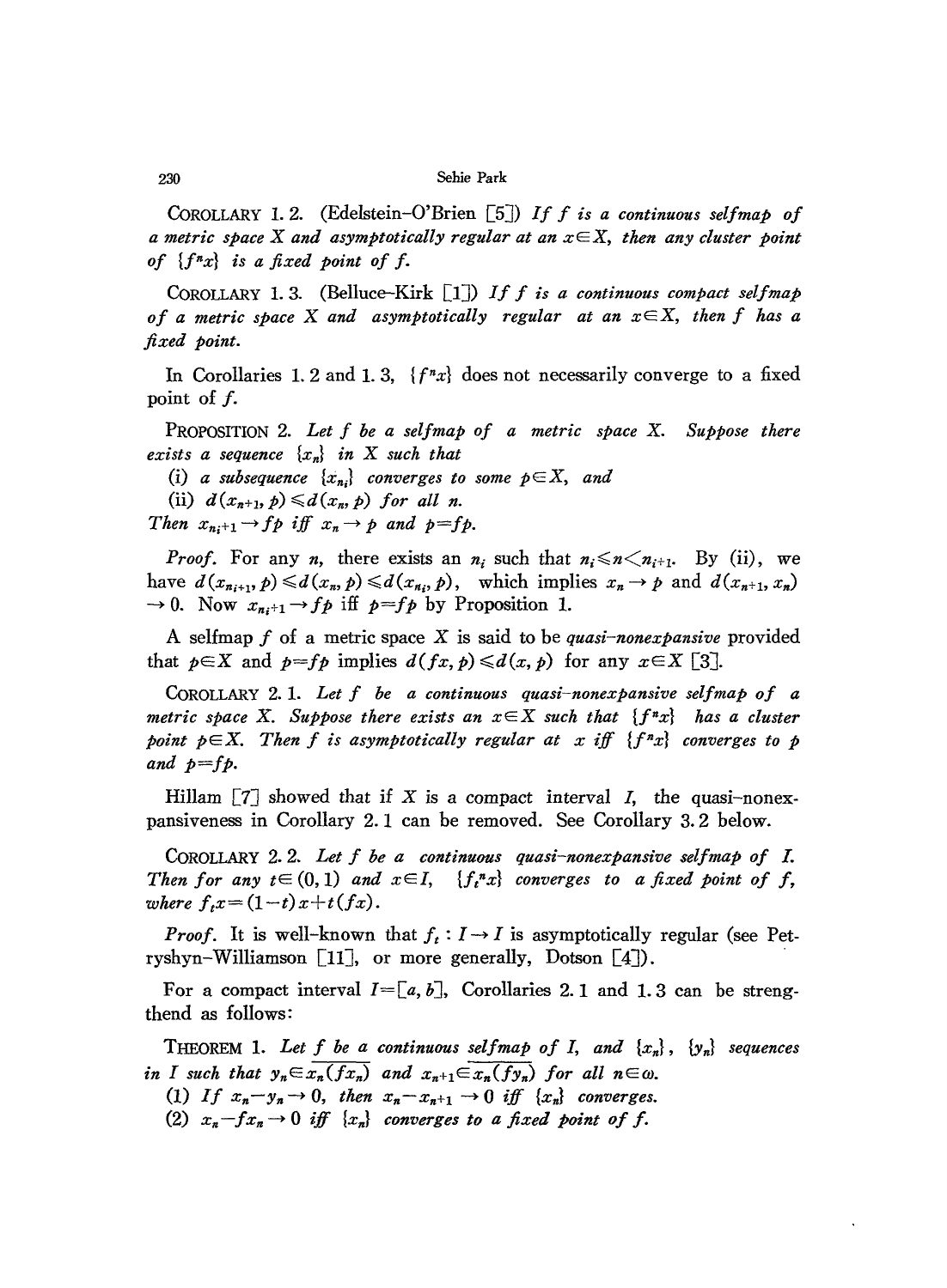COROLLARY 1.2. (Edelstein–O'Brien [5]) *If $f$ is a continuous selfmap of a metric space $X$ and asymptotically regular at an $x\in X$, then any cluster point of $\{f^n x\}$ is a fixed point of $f$.*

COROLLARY 1.3. (Belluce–Kirk [1]) *If $f$ is a continuous compact selfmap of a metric space $X$ and asymptotically regular at an $x\in X$, then $f$ has a fixed point.*

In Corollaries 1.2 and 1.3, $\{f^n x\}$ does not necessarily converge to a fixed point of $f$.

PROPOSITION 2. *Let $f$ be a selfmap of a metric space $X$. Suppose there exists a sequence $\{x_n\}$ in $X$ such that*

(i) *a subsequence $\{x_{n_i}\}$ converges to some $p\in X$, and*

(ii) *$d(x_{n+1}, p)\leqslant d(x_n, p)$ for all $n$.*

*Then $x_{n_i+1}\to fp$ iff $x_n\to p$ and $p=fp$.*

*Proof.* For any $n$, there exists an $n_i$ such that $n_i\leqslant n< n_{i+1}$. By (ii), we have $d(x_{n_{i+1}}, p)\leqslant d(x_n, p)\leqslant d(x_{n_i}, p)$, which implies $x_n\to p$ and $d(x_{n+1}, x_n)\to 0$. Now $x_{n_i+1}\to fp$ iff $p=fp$ by Proposition 1.

A selfmap $f$ of a metric space $X$ is said to be *quasi-nonexpansive* provided that $p\in X$ and $p=fp$ implies $d(fx, p)\leqslant d(x, p)$ for any $x\in X$ [3].

COROLLARY 2.1. *Let $f$ be a continuous quasi-nonexpansive selfmap of a metric space $X$. Suppose there exists an $x\in X$ such that $\{f^n x\}$ has a cluster point $p\in X$. Then $f$ is asymptotically regular at $x$ iff $\{f^n x\}$ converges to $p$ and $p=fp$.*

Hillam [7] showed that if $X$ is a compact interval $I$, the quasi-nonexpansiveness in Corollary 2.1 can be removed. See Corollary 3.2 below.

COROLLARY 2.2. *Let $f$ be a continuous quasi-nonexpansive selfmap of $I$. Then for any $t\in(0,1)$ and $x\in I$, $\{f_t^n x\}$ converges to a fixed point of $f$, where $f_t x=(1-t)x+t(fx)$.*

*Proof.* It is well-known that $f_t: I\to I$ is asymptotically regular (see Petryshyn–Williamson [11], or more generally, Dotson [4]).

For a compact interval $I=[a, b]$, Corollaries 2.1 and 1.3 can be strengthend as follows:

THEOREM 1. *Let $f$ be a continuous selfmap of $I$, and $\{x_n\}$, $\{y_n\}$ sequences in $I$ such that $y_n\in\overline{x_n(fx_n)}$ and $x_{n+1}\in\overline{x_n(fy_n)}$ for all $n\in\omega$.*

(1) *If $x_n-y_n\to 0$, then $x_n-x_{n+1}\to 0$ iff $\{x_n\}$ converges.*

(2) *$x_n-fx_n\to 0$ iff $\{x_n\}$ converges to a fixed point of $f$.*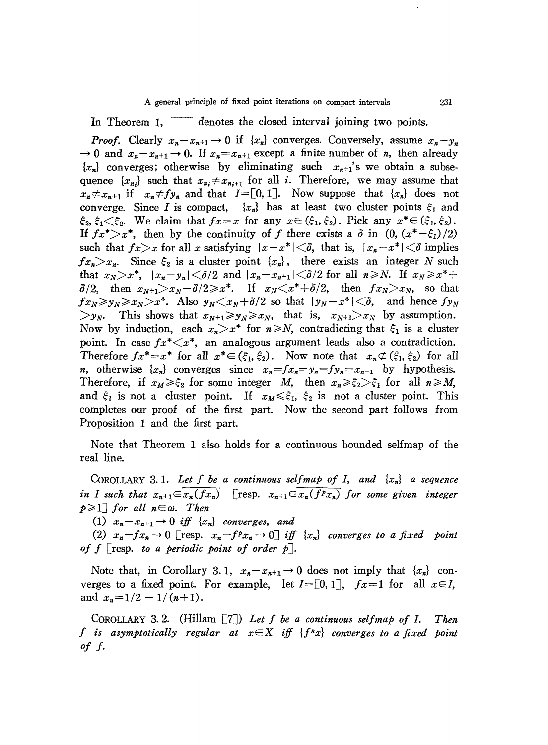In Theorem 1, $\overline{\phantom{xx}}$ denotes the closed interval joining two points.

*Proof.* Clearly $x_n - x_{n+1} \to 0$ if $\{x_n\}$ converges. Conversely, assume $x_n - y_n \to 0$ and $x_n - x_{n+1} \to 0$. If $x_n = x_{n+1}$ except a finite number of $n$, then already $\{x_n\}$ converges; otherwise by eliminating such $x_{n+1}$'s we obtain a subsequence $\{x_{n_i}\}$ such that $x_{n_i} \neq x_{n_{i+1}}$ for all $i$. Therefore, we may assume that $x_n \neq x_{n+1}$ if $x_n \neq f y_n$ and that $I = [0, 1]$. Now suppose that $\{x_n\}$ does not converge. Since $I$ is compact, $\{x_n\}$ has at least two cluster points $\xi_1$ and $\xi_2$, $\xi_1 < \xi_2$. We claim that $fx = x$ for any $x \in (\xi_1, \xi_2)$. Pick any $x^* \in (\xi_1, \xi_2)$. If $fx^* > x^*$, then by the continuity of $f$ there exists a $\delta$ in $(0, (x^* - \xi_1)/2)$ such that $fx > x$ for all $x$ satisfying $|x - x^*| < \delta$, that is, $|x_n - x^*| < \delta$ implies $fx_n > x_n$. Since $\xi_2$ is a cluster point $\{x_n\}$, there exists an integer $N$ such that $x_N > x^*$, $|x_n - y_n| < \delta/2$ and $|x_n - x_{n+1}| < \delta/2$ for all $n \geqslant N$. If $x_N \geqslant x^* + \delta/2$, then $x_{N+1} > x_N - \delta/2 \geqslant x^*$. If $x_N < x^* + \delta/2$, then $fx_N > x_N$, so that $fx_N \geqslant y_N \geqslant x_N > x^*$. Also $y_N < x_N + \delta/2$ so that $|y_N - x^*| < \delta$, and hence $fy_N > y_N$. This shows that $x_{N+1} \geqslant y_N \geqslant x_N$, that is, $x_{N+1} > x_N$ by assumption. Now by induction, each $x_n > x^*$ for $n \geqslant N$, contradicting that $\xi_1$ is a cluster point. In case $fx^* < x^*$, an analogous argument leads also a contradiction. Therefore $fx^* = x^*$ for all $x^* \in (\xi_1, \xi_2)$. Now note that $x_n \notin (\xi_1, \xi_2)$ for all $n$, otherwise $\{x_n\}$ converges since $x_n = fx_n = y_n = fy_n = x_{n+1}$ by hypothesis. Therefore, if $x_M \geqslant \xi_2$ for some integer $M$, then $x_n \geqslant \xi_2 > \xi_1$ for all $n \geqslant M$, and $\xi_1$ is not a cluster point. If $x_M \leqslant \xi_1$, $\xi_2$ is not a cluster point. This completes our proof of the first part. Now the second part follows from Proposition 1 and the first part.

Note that Theorem 1 also holds for a continuous bounded selfmap of the real line.

COROLLARY 3.1. *Let $f$ be a continuous selfmap of $I$, and $\{x_n\}$ a sequence in $I$ such that $x_{n+1} \in \overline{x_n(fx_n)}$ [resp. $x_{n+1} \in \overline{x_n(f^p x_n)}$ for some given integer $p \geqslant 1$] for all $n \in \omega$. Then*

(1) *$x_n - x_{n+1} \to 0$ iff $\{x_n\}$ converges, and*

(2) *$x_n - fx_n \to 0$ [resp. $x_n - f^p x_n \to 0$] iff $\{x_n\}$ converges to a fixed point of $f$ [resp. to a periodic point of order $p$].*

Note that, in Corollary 3.1, $x_n - x_{n+1} \to 0$ does not imply that $\{x_n\}$ converges to a fixed point. For example, let $I = [0, 1]$, $fx = 1$ for all $x \in I$, and $x_n = 1/2 - 1/(n+1)$.

COROLLARY 3.2. (Hillam [7]) *Let $f$ be a continuous selfmap of $I$. Then $f$ is asymptotically regular at $x \in X$ iff $\{f^n x\}$ converges to a fixed point of $f$.*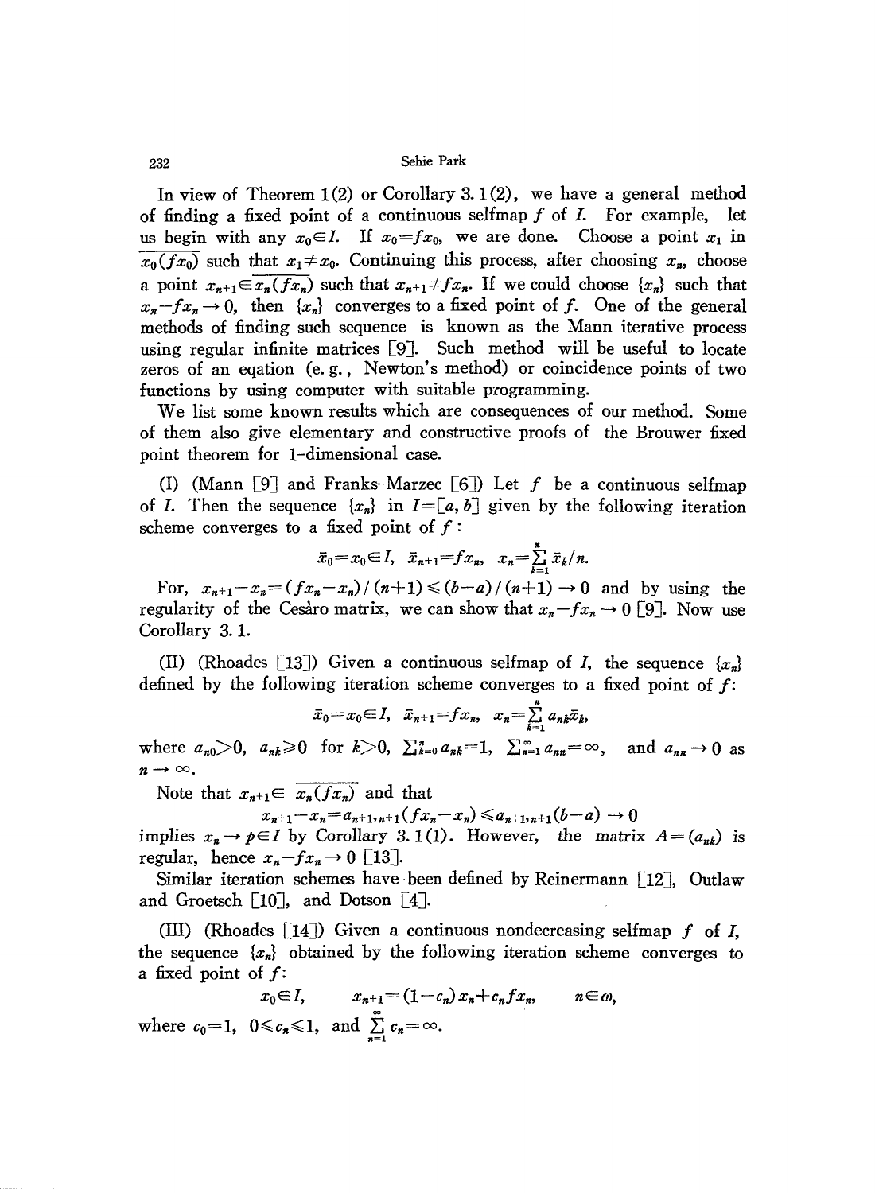In view of Theorem 1(2) or Corollary 3.1(2), we have a general method of finding a fixed point of a continuous selfmap $f$ of $I$. For example, let us begin with any $x_0 \in I$. If $x_0 = fx_0$, we are done. Choose a point $x_1$ in $\overline{x_0(fx_0)}$ such that $x_1 \neq x_0$. Continuing this process, after choosing $x_n$, choose a point $x_{n+1} \in \overline{x_n(fx_n)}$ such that $x_{n+1} \neq fx_n$. If we could choose $\{x_n\}$ such that $x_n - fx_n \to 0$, then $\{x_n\}$ converges to a fixed point of $f$. One of the general methods of finding such sequence is known as the Mann iterative process using regular infinite matrices [9]. Such method will be useful to locate zeros of an eqation (e.g., Newton's method) or coincidence points of two functions by using computer with suitable programming.

We list some known results which are consequences of our method. Some of them also give elementary and constructive proofs of the Brouwer fixed point theorem for 1-dimensional case.

(I) (Mann [9] and Franks-Marzec [6]) Let $f$ be a continuous selfmap of $I$. Then the sequence $\{x_n\}$ in $I = [a, b]$ given by the following iteration scheme converges to a fixed point of $f$:

$$\bar{x}_0 = x_0 \in I, \quad \bar{x}_{n+1} = fx_n, \quad x_n = \sum_{k=1}^{n} \bar{x}_k / n.$$

For, $x_{n+1} - x_n = (fx_n - x_n)/(n+1) \leqslant (b-a)/(n+1) \to 0$ and by using the regularity of the Cesàro matrix, we can show that $x_n - fx_n \to 0$ [9]. Now use Corollary 3.1.

(II) (Rhoades [13]) Given a continuous selfmap of $I$, the sequence $\{x_n\}$ defined by the following iteration scheme converges to a fixed point of $f$:

$$\bar{x}_0 = x_0 \in I, \quad \bar{x}_{n+1} = fx_n, \quad x_n = \sum_{k=1}^{n} a_{nk} \bar{x}_k,$$

where $a_{n0} > 0$, $a_{nk} \geqslant 0$ for $k > 0$, $\sum_{k=0}^{n} a_{nk} = 1$, $\sum_{n=1}^{\infty} a_{nn} = \infty$, and $a_{nn} \to 0$ as $n \to \infty$.

Note that $x_{n+1} \in \overline{x_n(fx_n)}$ and that

$$x_{n+1} - x_n = a_{n+1, n+1}(fx_n - x_n) \leqslant a_{n+1, n+1}(b-a) \to 0$$

implies $x_n \to p \in I$ by Corollary 3.1(1). However, the matrix $A = (a_{nk})$ is regular, hence $x_n - fx_n \to 0$ [13].

Similar iteration schemes have been defined by Reinermann [12], Outlaw and Groetsch [10], and Dotson [4].

(III) (Rhoades [14]) Given a continuous nondecreasing selfmap $f$ of $I$, the sequence $\{x_n\}$ obtained by the following iteration scheme converges to a fixed point of $f$:

$$x_0 \in I, \qquad x_{n+1} = (1 - c_n) x_n + c_n f x_n, \qquad n \in \omega,$$

where $c_0 = 1$, $0 \leqslant c_n \leqslant 1$, and $\sum_{n=1}^{\infty} c_n = \infty$.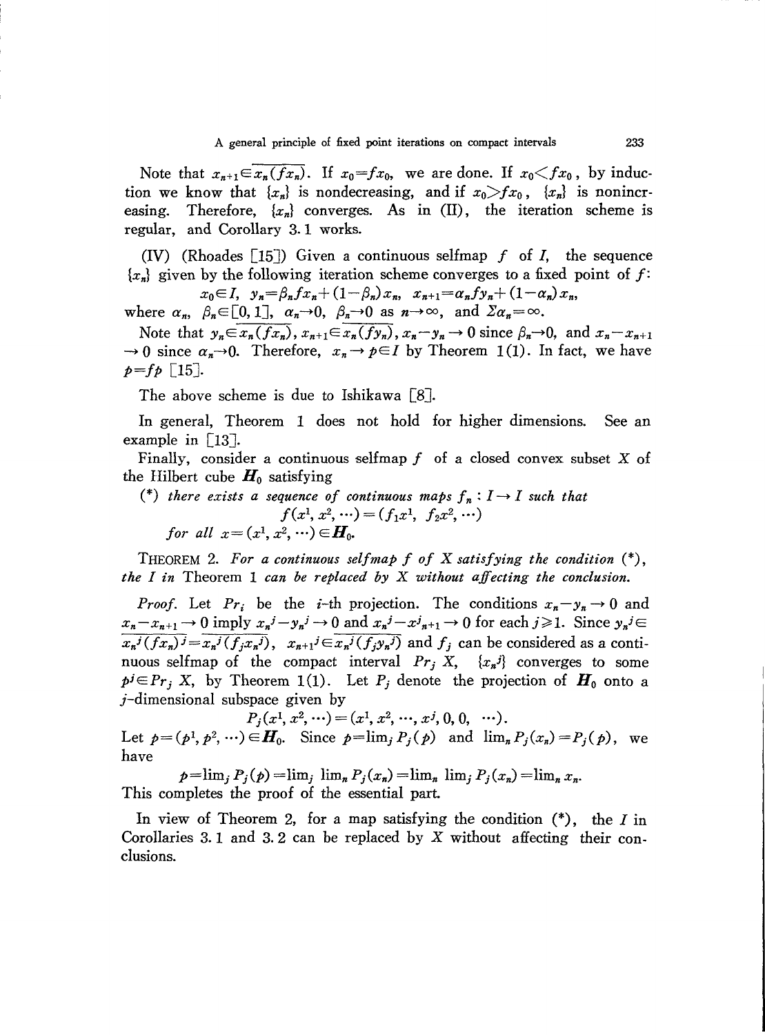Note that $x_{n+1} \in \overline{x_n(fx_n)}$. If $x_0 = fx_0$, we are done. If $x_0 < fx_0$, by induction we know that $\{x_n\}$ is nondecreasing, and if $x_0 > fx_0$, $\{x_n\}$ is nonincreasing. Therefore, $\{x_n\}$ converges. As in (II), the iteration scheme is regular, and Corollary 3.1 works.

(IV) (Rhoades [15]) Given a continuous selfmap $f$ of $I$, the sequence $\{x_n\}$ given by the following iteration scheme converges to a fixed point of $f$:

$$x_0 \in I, \quad y_n = \beta_n f x_n + (1-\beta_n) x_n, \quad x_{n+1} = \alpha_n f y_n + (1-\alpha_n) x_n,$$

where $\alpha_n$, $\beta_n \in [0, 1]$, $\alpha_n \to 0$, $\beta_n \to 0$ as $n \to \infty$, and $\Sigma \alpha_n = \infty$.

Note that $y_n \in \overline{x_n(fx_n)}$, $x_{n+1} \in \overline{x_n(fy_n)}$, $x_n - y_n \to 0$ since $\beta_n \to 0$, and $x_n - x_{n+1} \to 0$ since $\alpha_n \to 0$. Therefore, $x_n \to p \in I$ by Theorem 1(1). In fact, we have $p = fp$ [15].

The above scheme is due to Ishikawa [8].

In general, Theorem 1 does not hold for higher dimensions. See an example in [13].

Finally, consider a continuous selfmap $f$ of a closed convex subset $X$ of the Hilbert cube $\boldsymbol{H}_0$ satisfying

(*) *there exists a sequence of continuous maps* $f_n : I \to I$ *such that*

$$f(x^1, x^2, \cdots) = (f_1 x^1, f_2 x^2, \cdots)$$

*for all* $x = (x^1, x^2, \cdots) \in \boldsymbol{H}_0$.

THEOREM 2. *For a continuous selfmap $f$ of $X$ satisfying the condition (*), the $I$ in* Theorem 1 *can be replaced by $X$ without affecting the conclusion.*

*Proof.* Let $Pr_i$ be the $i$-th projection. The conditions $x_n - y_n \to 0$ and $x_n - x_{n+1} \to 0$ imply $x_n{}^j - y_n{}^j \to 0$ and $x_n{}^j - x^j{}_{n+1} \to 0$ for each $j \geqslant 1$. Since $y_n{}^j \in \overline{x_n{}^j (fx_n)^j} = \overline{x_n{}^j (f_j x_n{}^j)}$, $x_{n+1}{}^j \in \overline{x_n{}^j (f_j y_n{}^j)}$ and $f_j$ can be considered as a continuous selfmap of the compact interval $Pr_j\, X$, $\{x_n{}^j\}$ converges to some $p^j \in Pr_j\, X$, by Theorem 1(1). Let $P_j$ denote the projection of $\boldsymbol{H}_0$ onto a $j$-dimensional subspace given by

$$P_j(x^1, x^2, \cdots) = (x^1, x^2, \cdots, x^j, 0, 0, \cdots).$$

Let $p = (p^1, p^2, \cdots) \in \boldsymbol{H}_0$. Since $p = \lim_j P_j(p)$ and $\lim_n P_j(x_n) = P_j(p)$, we have

$$p = \lim_j P_j(p) = \lim_j \lim_n P_j(x_n) = \lim_n \lim_j P_j(x_n) = \lim_n x_n.$$

This completes the proof of the essential part.

In view of Theorem 2, for a map satisfying the condition (*), the $I$ in Corollaries 3.1 and 3.2 can be replaced by $X$ without affecting their conclusions.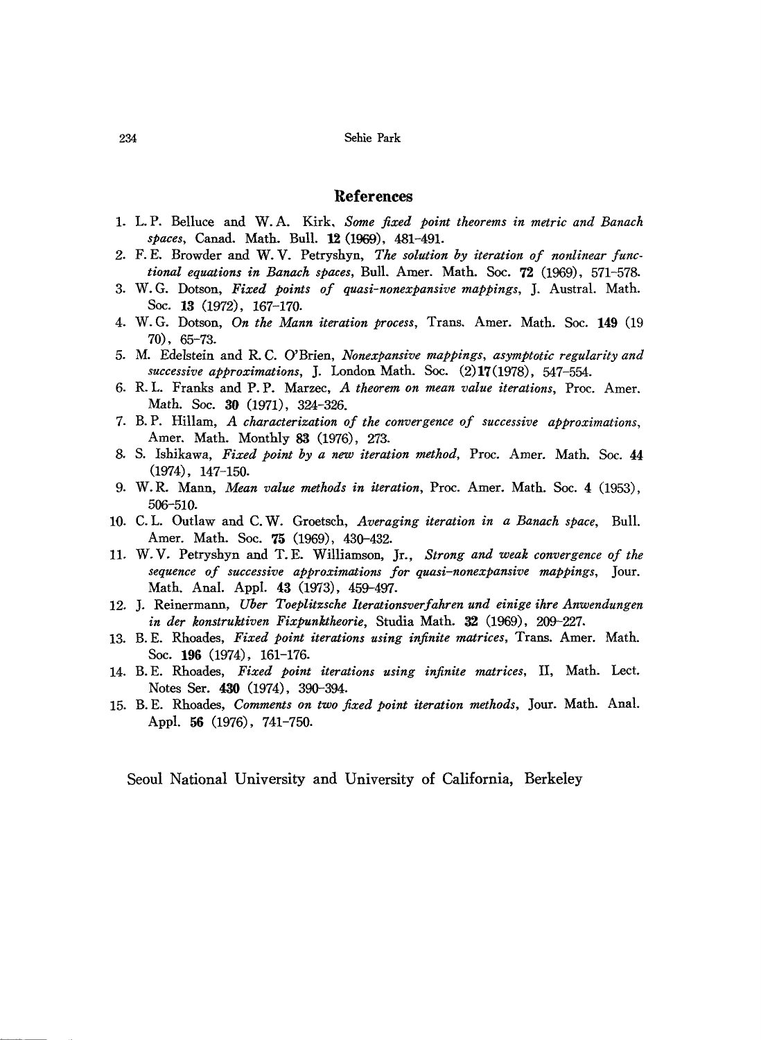## References

1. L. P. Belluce and W. A. Kirk, *Some fixed point theorems in metric and Banach spaces*, Canad. Math. Bull. **12** (1969), 481–491.
2. F. E. Browder and W. V. Petryshyn, *The solution by iteration of nonlinear functional equations in Banach spaces*, Bull. Amer. Math. Soc. **72** (1969), 571–578.
3. W. G. Dotson, *Fixed points of quasi-nonexpansive mappings*, J. Austral. Math. Soc. **13** (1972), 167–170.
4. W. G. Dotson, *On the Mann iteration process*, Trans. Amer. Math. Soc. **149** (1970), 65–73.
5. M. Edelstein and R. C. O'Brien, *Nonexpansive mappings, asymptotic regularity and successive approximations*, J. London Math. Soc. (2)**17**(1978), 547–554.
6. R. L. Franks and P. P. Marzec, *A theorem on mean value iterations*, Proc. Amer. Math. Soc. **30** (1971), 324–326.
7. B. P. Hillam, *A characterization of the convergence of successive approximations*, Amer. Math. Monthly **83** (1976), 273.
8. S. Ishikawa, *Fixed point by a new iteration method*, Proc. Amer. Math. Soc. **44** (1974), 147–150.
9. W. R. Mann, *Mean value methods in iteration*, Proc. Amer. Math. Soc. **4** (1953), 506–510.
10. C. L. Outlaw and C. W. Groetsch, *Averaging iteration in a Banach space*, Bull. Amer. Math. Soc. **75** (1969), 430–432.
11. W. V. Petryshyn and T. E. Williamson, Jr., *Strong and weak convergence of the sequence of successive approximations for quasi-nonexpansive mappings*, Jour. Math. Anal. Appl. **43** (1973), 459–497.
12. J. Reinermann, *Über Toeplitzsche Iterationsverfahren und einige ihre Anwendungen in der konstruktiven Fixpunktheorie*, Studia Math. **32** (1969), 209–227.
13. B. E. Rhoades, *Fixed point iterations using infinite matrices*, Trans. Amer. Math. Soc. **196** (1974), 161–176.
14. B. E. Rhoades, *Fixed point iterations using infinite matrices*, II, Math. Lect. Notes Ser. **430** (1974), 390–394.
15. B. E. Rhoades, *Comments on two fixed point iteration methods*, Jour. Math. Anal. Appl. **56** (1976), 741–750.

Seoul National University and University of California, Berkeley